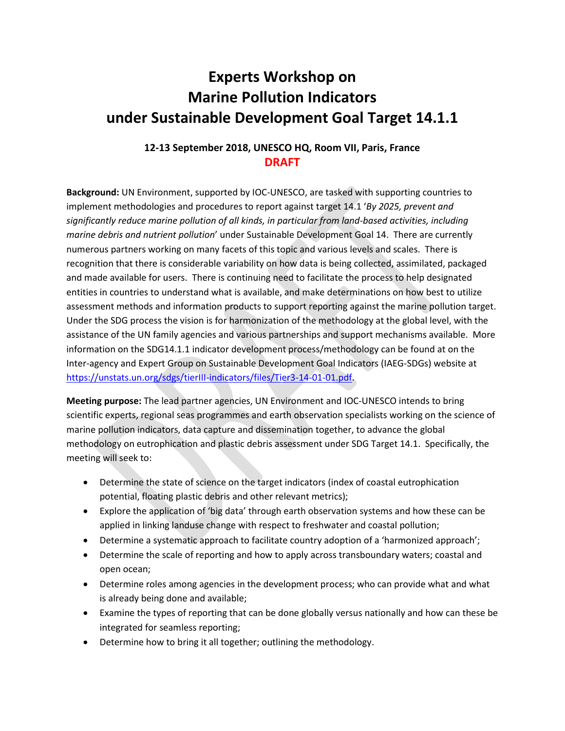# Experts Workshop on Marine Pollution Indicators under Sustainable Development Goal Target 14.1.1

**12-13 September 2018, UNESCO HQ, Room VII, Paris, France**

**DRAFT**

**Background:** UN Environment, supported by IOC-UNESCO, are tasked with supporting countries to implement methodologies and procedures to report against target 14.1 '*By 2025, prevent and significantly reduce marine pollution of all kinds, in particular from land-based activities, including marine debris and nutrient pollution*' under Sustainable Development Goal 14. There are currently numerous partners working on many facets of this topic and various levels and scales. There is recognition that there is considerable variability on how data is being collected, assimilated, packaged and made available for users. There is continuing need to facilitate the process to help designated entities in countries to understand what is available, and make determinations on how best to utilize assessment methods and information products to support reporting against the marine pollution target. Under the SDG process the vision is for harmonization of the methodology at the global level, with the assistance of the UN family agencies and various partnerships and support mechanisms available. More information on the SDG14.1.1 indicator development process/methodology can be found at on the Inter-agency and Expert Group on Sustainable Development Goal Indicators (IAEG-SDGs) website at [https://unstats.un.org/sdgs/tierIII-indicators/files/Tier3-14-01-01.pdf](https://unstats.un.org/sdgs/tierIII-indicators/files/Tier3-14-01-01.pdf).

**Meeting purpose:** The lead partner agencies, UN Environment and IOC-UNESCO intends to bring scientific experts, regional seas programmes and earth observation specialists working on the science of marine pollution indicators, data capture and dissemination together, to advance the global methodology on eutrophication and plastic debris assessment under SDG Target 14.1. Specifically, the meeting will seek to:

- Determine the state of science on the target indicators (index of coastal eutrophication potential, floating plastic debris and other relevant metrics);
- Explore the application of 'big data' through earth observation systems and how these can be applied in linking landuse change with respect to freshwater and coastal pollution;
- Determine a systematic approach to facilitate country adoption of a 'harmonized approach';
- Determine the scale of reporting and how to apply across transboundary waters; coastal and open ocean;
- Determine roles among agencies in the development process; who can provide what and what is already being done and available;
- Examine the types of reporting that can be done globally versus nationally and how can these be integrated for seamless reporting;
- Determine how to bring it all together; outlining the methodology.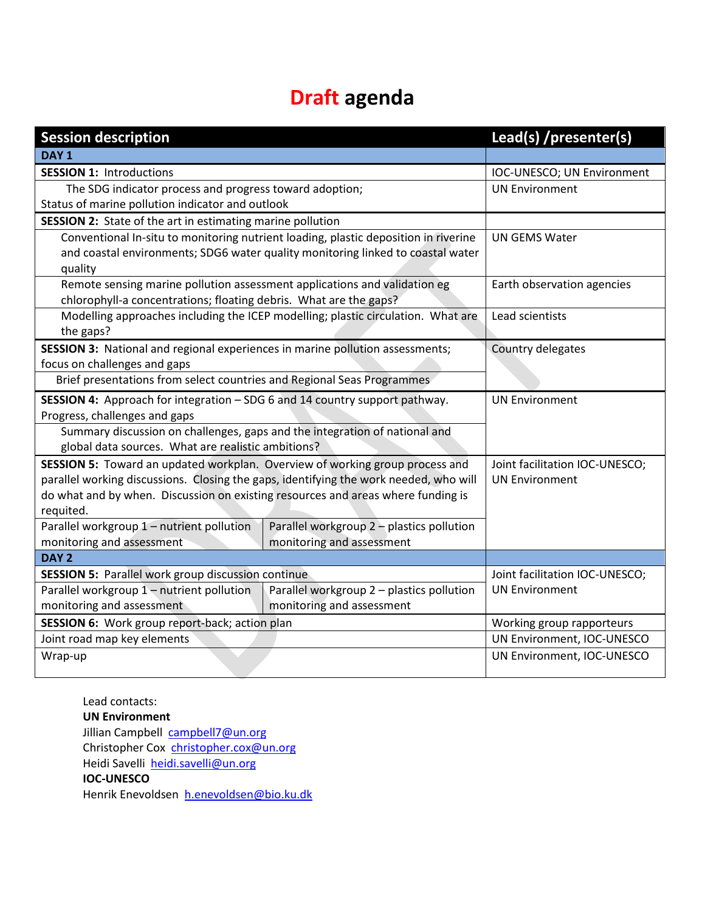# Draft agenda

| Session description | | Lead(s) /presenter(s) |
|---|---|---|
| **DAY 1** | | |
| **SESSION 1:** Introductions | | IOC-UNESCO; UN Environment |
| The SDG indicator process and progress toward adoption; Status of marine pollution indicator and outlook | | UN Environment |
| **SESSION 2:** State of the art in estimating marine pollution | | |
| Conventional In-situ to monitoring nutrient loading, plastic deposition in riverine and coastal environments; SDG6 water quality monitoring linked to coastal water quality | | UN GEMS Water |
| Remote sensing marine pollution assessment applications and validation eg chlorophyll-a concentrations; floating debris. What are the gaps? | | Earth observation agencies |
| Modelling approaches including the ICEP modelling; plastic circulation. What are the gaps? | | Lead scientists |
| **SESSION 3:** National and regional experiences in marine pollution assessments; focus on challenges and gaps | | Country delegates |
| Brief presentations from select countries and Regional Seas Programmes | | |
| **SESSION 4:** Approach for integration – SDG 6 and 14 country support pathway. Progress, challenges and gaps | | UN Environment |
| Summary discussion on challenges, gaps and the integration of national and global data sources. What are realistic ambitions? | | |
| **SESSION 5:** Toward an updated workplan. Overview of working group process and parallel working discussions. Closing the gaps, identifying the work needed, who will do what and by when. Discussion on existing resources and areas where funding is requited. | | Joint facilitation IOC-UNESCO; UN Environment |
| Parallel workgroup 1 – nutrient pollution monitoring and assessment | Parallel workgroup 2 – plastics pollution monitoring and assessment | |
| **DAY 2** | | |
| **SESSION 5:** Parallel work group discussion continue | | Joint facilitation IOC-UNESCO; UN Environment |
| Parallel workgroup 1 – nutrient pollution monitoring and assessment | Parallel workgroup 2 – plastics pollution monitoring and assessment | |
| **SESSION 6:** Work group report-back; action plan | | Working group rapporteurs |
| Joint road map key elements | | UN Environment, IOC-UNESCO |
| Wrap-up | | UN Environment, IOC-UNESCO |

Lead contacts:
**UN Environment**
Jillian Campbell campbell7@un.org
Christopher Cox christopher.cox@un.org
Heidi Savelli heidi.savelli@un.org
**IOC-UNESCO**
Henrik Enevoldsen h.enevoldsen@bio.ku.dk